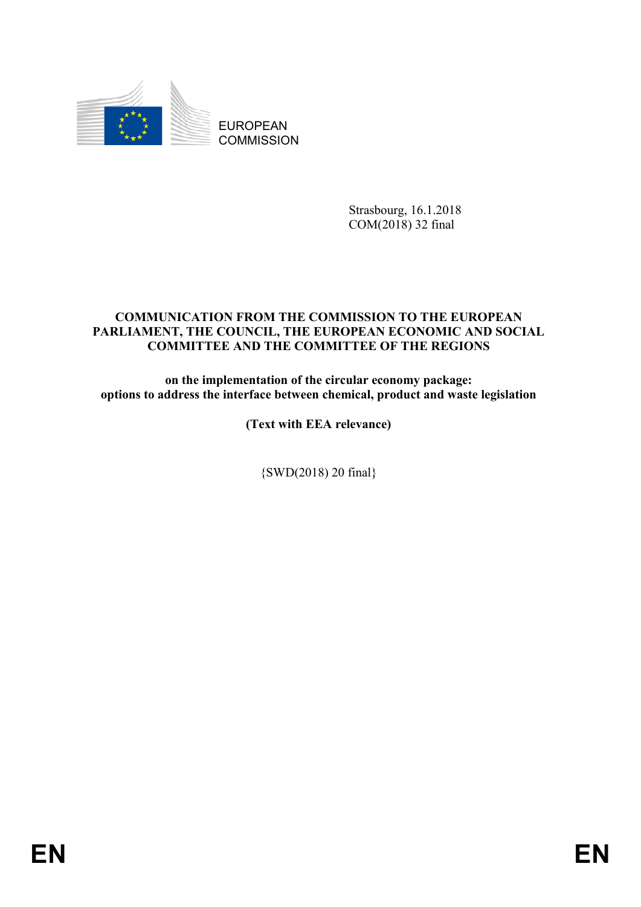EUROPEAN COMMISSION

Strasbourg, 16.1.2018
COM(2018) 32 final

**COMMUNICATION FROM THE COMMISSION TO THE EUROPEAN PARLIAMENT, THE COUNCIL, THE EUROPEAN ECONOMIC AND SOCIAL COMMITTEE AND THE COMMITTEE OF THE REGIONS**

**on the implementation of the circular economy package: options to address the interface between chemical, product and waste legislation**

**(Text with EEA relevance)**

{SWD(2018) 20 final}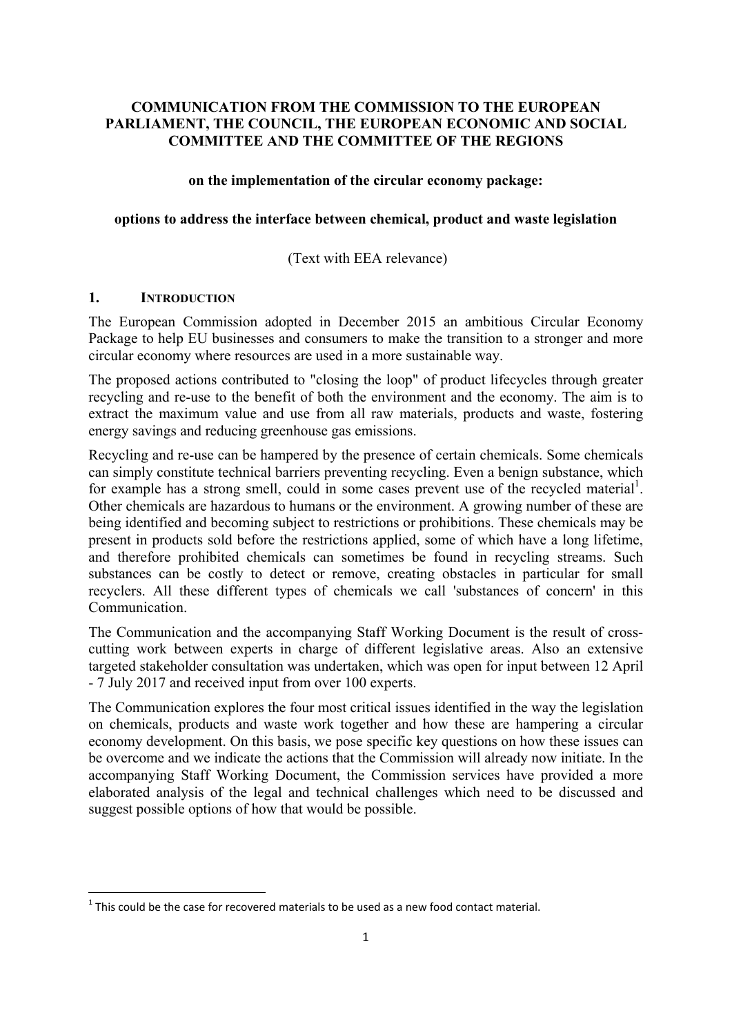**COMMUNICATION FROM THE COMMISSION TO THE EUROPEAN PARLIAMENT, THE COUNCIL, THE EUROPEAN ECONOMIC AND SOCIAL COMMITTEE AND THE COMMITTEE OF THE REGIONS**

**on the implementation of the circular economy package:**

**options to address the interface between chemical, product and waste legislation**

(Text with EEA relevance)

## 1. INTRODUCTION

The European Commission adopted in December 2015 an ambitious Circular Economy Package to help EU businesses and consumers to make the transition to a stronger and more circular economy where resources are used in a more sustainable way.

The proposed actions contributed to "closing the loop" of product lifecycles through greater recycling and re-use to the benefit of both the environment and the economy. The aim is to extract the maximum value and use from all raw materials, products and waste, fostering energy savings and reducing greenhouse gas emissions.

Recycling and re-use can be hampered by the presence of certain chemicals. Some chemicals can simply constitute technical barriers preventing recycling. Even a benign substance, which for example has a strong smell, could in some cases prevent use of the recycled material[1]. Other chemicals are hazardous to humans or the environment. A growing number of these are being identified and becoming subject to restrictions or prohibitions. These chemicals may be present in products sold before the restrictions applied, some of which have a long lifetime, and therefore prohibited chemicals can sometimes be found in recycling streams. Such substances can be costly to detect or remove, creating obstacles in particular for small recyclers. All these different types of chemicals we call 'substances of concern' in this Communication.

The Communication and the accompanying Staff Working Document is the result of cross-cutting work between experts in charge of different legislative areas. Also an extensive targeted stakeholder consultation was undertaken, which was open for input between 12 April - 7 July 2017 and received input from over 100 experts.

The Communication explores the four most critical issues identified in the way the legislation on chemicals, products and waste work together and how these are hampering a circular economy development. On this basis, we pose specific key questions on how these issues can be overcome and we indicate the actions that the Commission will already now initiate. In the accompanying Staff Working Document, the Commission services have provided a more elaborated analysis of the legal and technical challenges which need to be discussed and suggest possible options of how that would be possible.

[1] This could be the case for recovered materials to be used as a new food contact material.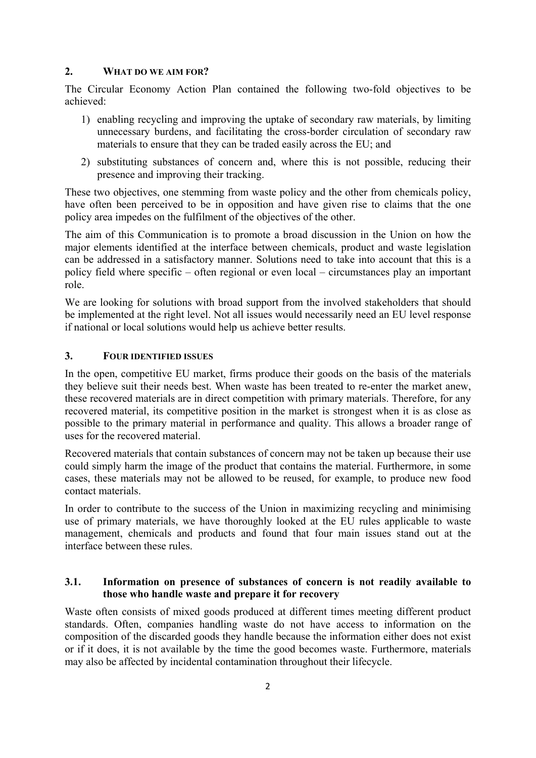## 2. WHAT DO WE AIM FOR?

The Circular Economy Action Plan contained the following two-fold objectives to be achieved:

1) enabling recycling and improving the uptake of secondary raw materials, by limiting unnecessary burdens, and facilitating the cross-border circulation of secondary raw materials to ensure that they can be traded easily across the EU; and
2) substituting substances of concern and, where this is not possible, reducing their presence and improving their tracking.

These two objectives, one stemming from waste policy and the other from chemicals policy, have often been perceived to be in opposition and have given rise to claims that the one policy area impedes on the fulfilment of the objectives of the other.

The aim of this Communication is to promote a broad discussion in the Union on how the major elements identified at the interface between chemicals, product and waste legislation can be addressed in a satisfactory manner. Solutions need to take into account that this is a policy field where specific – often regional or even local – circumstances play an important role.

We are looking for solutions with broad support from the involved stakeholders that should be implemented at the right level. Not all issues would necessarily need an EU level response if national or local solutions would help us achieve better results.

## 3. FOUR IDENTIFIED ISSUES

In the open, competitive EU market, firms produce their goods on the basis of the materials they believe suit their needs best. When waste has been treated to re-enter the market anew, these recovered materials are in direct competition with primary materials. Therefore, for any recovered material, its competitive position in the market is strongest when it is as close as possible to the primary material in performance and quality. This allows a broader range of uses for the recovered material.

Recovered materials that contain substances of concern may not be taken up because their use could simply harm the image of the product that contains the material. Furthermore, in some cases, these materials may not be allowed to be reused, for example, to produce new food contact materials.

In order to contribute to the success of the Union in maximizing recycling and minimising use of primary materials, we have thoroughly looked at the EU rules applicable to waste management, chemicals and products and found that four main issues stand out at the interface between these rules.

### 3.1. Information on presence of substances of concern is not readily available to those who handle waste and prepare it for recovery

Waste often consists of mixed goods produced at different times meeting different product standards. Often, companies handling waste do not have access to information on the composition of the discarded goods they handle because the information either does not exist or if it does, it is not available by the time the good becomes waste. Furthermore, materials may also be affected by incidental contamination throughout their lifecycle.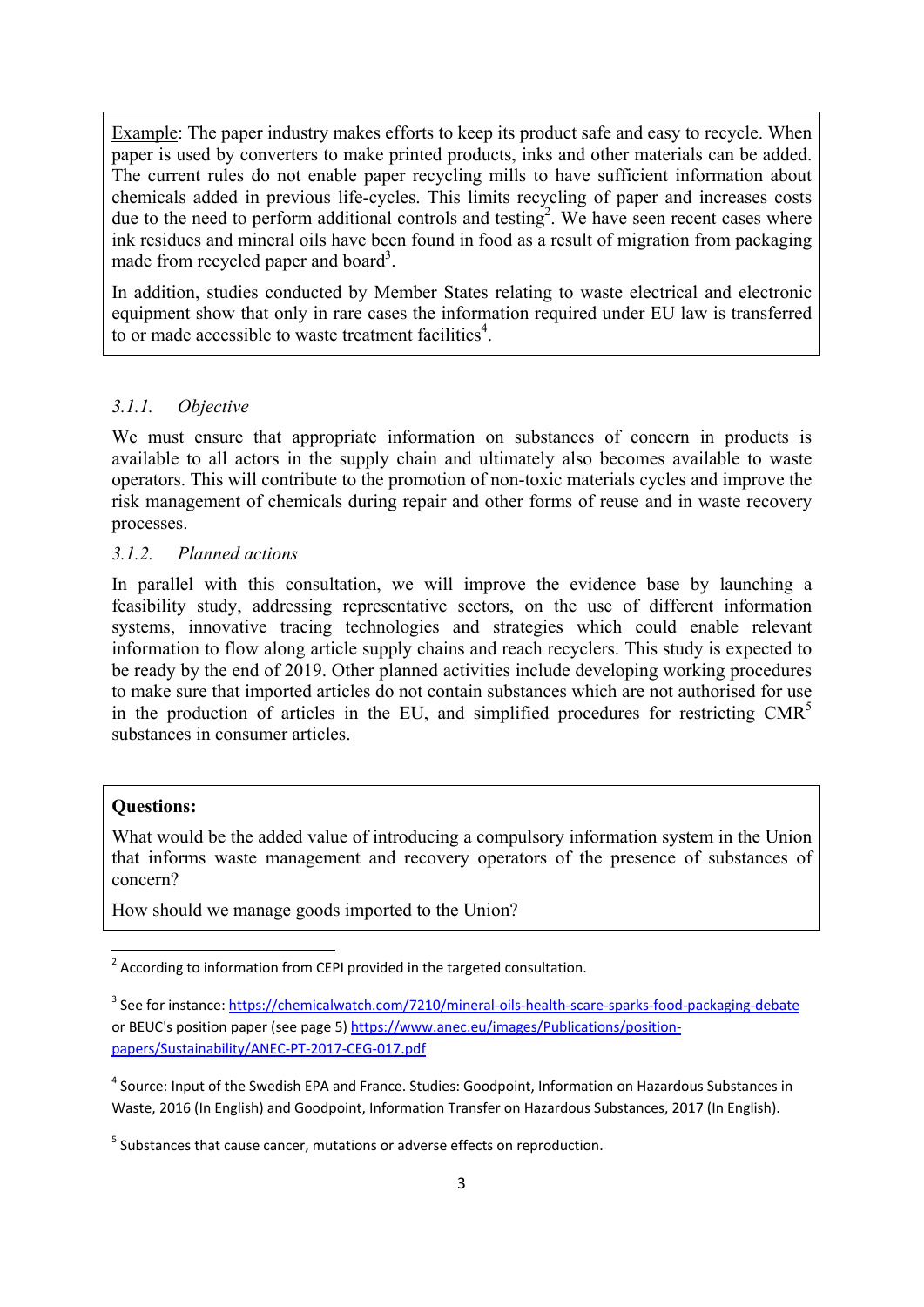Example: The paper industry makes efforts to keep its product safe and easy to recycle. When paper is used by converters to make printed products, inks and other materials can be added. The current rules do not enable paper recycling mills to have sufficient information about chemicals added in previous life-cycles. This limits recycling of paper and increases costs due to the need to perform additional controls and testing[2]. We have seen recent cases where ink residues and mineral oils have been found in food as a result of migration from packaging made from recycled paper and board[3].

In addition, studies conducted by Member States relating to waste electrical and electronic equipment show that only in rare cases the information required under EU law is transferred to or made accessible to waste treatment facilities[4].

### 3.1.1. *Objective*

We must ensure that appropriate information on substances of concern in products is available to all actors in the supply chain and ultimately also becomes available to waste operators. This will contribute to the promotion of non-toxic materials cycles and improve the risk management of chemicals during repair and other forms of reuse and in waste recovery processes.

### 3.1.2. *Planned actions*

In parallel with this consultation, we will improve the evidence base by launching a feasibility study, addressing representative sectors, on the use of different information systems, innovative tracing technologies and strategies which could enable relevant information to flow along article supply chains and reach recyclers. This study is expected to be ready by the end of 2019. Other planned activities include developing working procedures to make sure that imported articles do not contain substances which are not authorised for use in the production of articles in the EU, and simplified procedures for restricting CMR[5] substances in consumer articles.

**Questions:**

What would be the added value of introducing a compulsory information system in the Union that informs waste management and recovery operators of the presence of substances of concern?

How should we manage goods imported to the Union?

---

[2] According to information from CEPI provided in the targeted consultation.

[3] See for instance: https://chemicalwatch.com/7210/mineral-oils-health-scare-sparks-food-packaging-debate or BEUC's position paper (see page 5) https://www.anec.eu/images/Publications/position-papers/Sustainability/ANEC-PT-2017-CEG-017.pdf

[4] Source: Input of the Swedish EPA and France. Studies: Goodpoint, Information on Hazardous Substances in Waste, 2016 (In English) and Goodpoint, Information Transfer on Hazardous Substances, 2017 (In English).

[5] Substances that cause cancer, mutations or adverse effects on reproduction.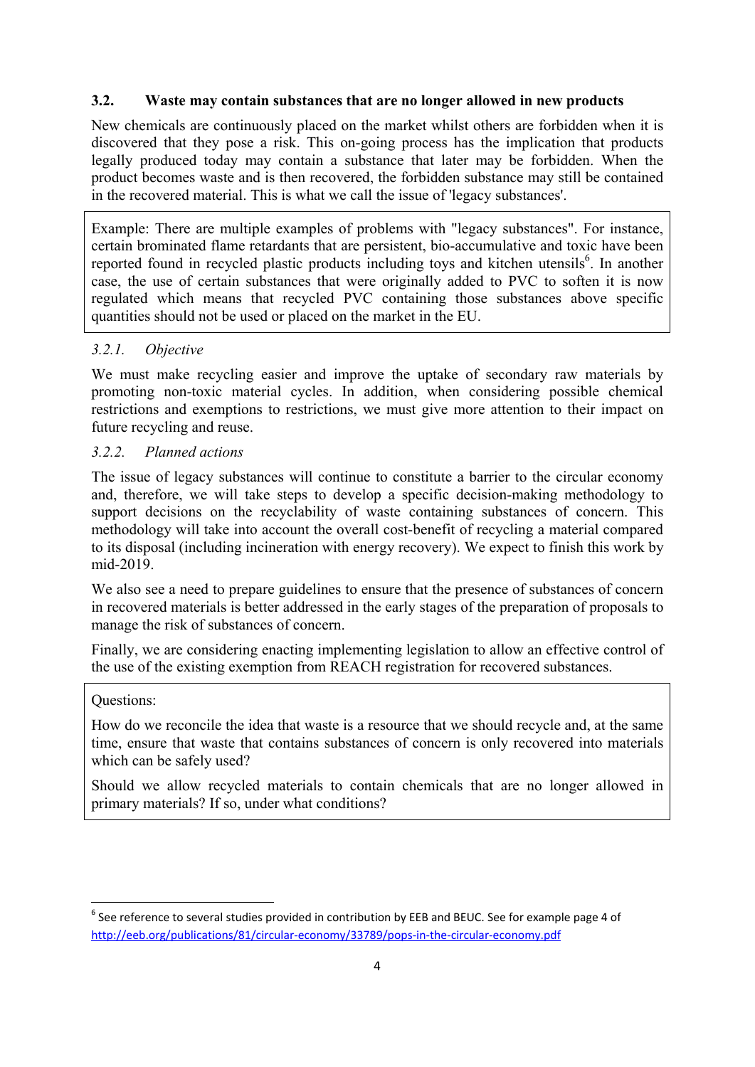### 3.2. Waste may contain substances that are no longer allowed in new products

New chemicals are continuously placed on the market whilst others are forbidden when it is discovered that they pose a risk. This on-going process has the implication that products legally produced today may contain a substance that later may be forbidden. When the product becomes waste and is then recovered, the forbidden substance may still be contained in the recovered material. This is what we call the issue of 'legacy substances'.

> Example: There are multiple examples of problems with "legacy substances". For instance, certain brominated flame retardants that are persistent, bio-accumulative and toxic have been reported found in recycled plastic products including toys and kitchen utensils[6]. In another case, the use of certain substances that were originally added to PVC to soften it is now regulated which means that recycled PVC containing those substances above specific quantities should not be used or placed on the market in the EU.

#### *3.2.1. Objective*

We must make recycling easier and improve the uptake of secondary raw materials by promoting non-toxic material cycles. In addition, when considering possible chemical restrictions and exemptions to restrictions, we must give more attention to their impact on future recycling and reuse.

#### *3.2.2. Planned actions*

The issue of legacy substances will continue to constitute a barrier to the circular economy and, therefore, we will take steps to develop a specific decision-making methodology to support decisions on the recyclability of waste containing substances of concern. This methodology will take into account the overall cost-benefit of recycling a material compared to its disposal (including incineration with energy recovery). We expect to finish this work by mid-2019.

We also see a need to prepare guidelines to ensure that the presence of substances of concern in recovered materials is better addressed in the early stages of the preparation of proposals to manage the risk of substances of concern.

Finally, we are considering enacting implementing legislation to allow an effective control of the use of the existing exemption from REACH registration for recovered substances.

> Questions:
>
> How do we reconcile the idea that waste is a resource that we should recycle and, at the same time, ensure that waste that contains substances of concern is only recovered into materials which can be safely used?
>
> Should we allow recycled materials to contain chemicals that are no longer allowed in primary materials? If so, under what conditions?

---

[6] See reference to several studies provided in contribution by EEB and BEUC. See for example page 4 of http://eeb.org/publications/81/circular-economy/33789/pops-in-the-circular-economy.pdf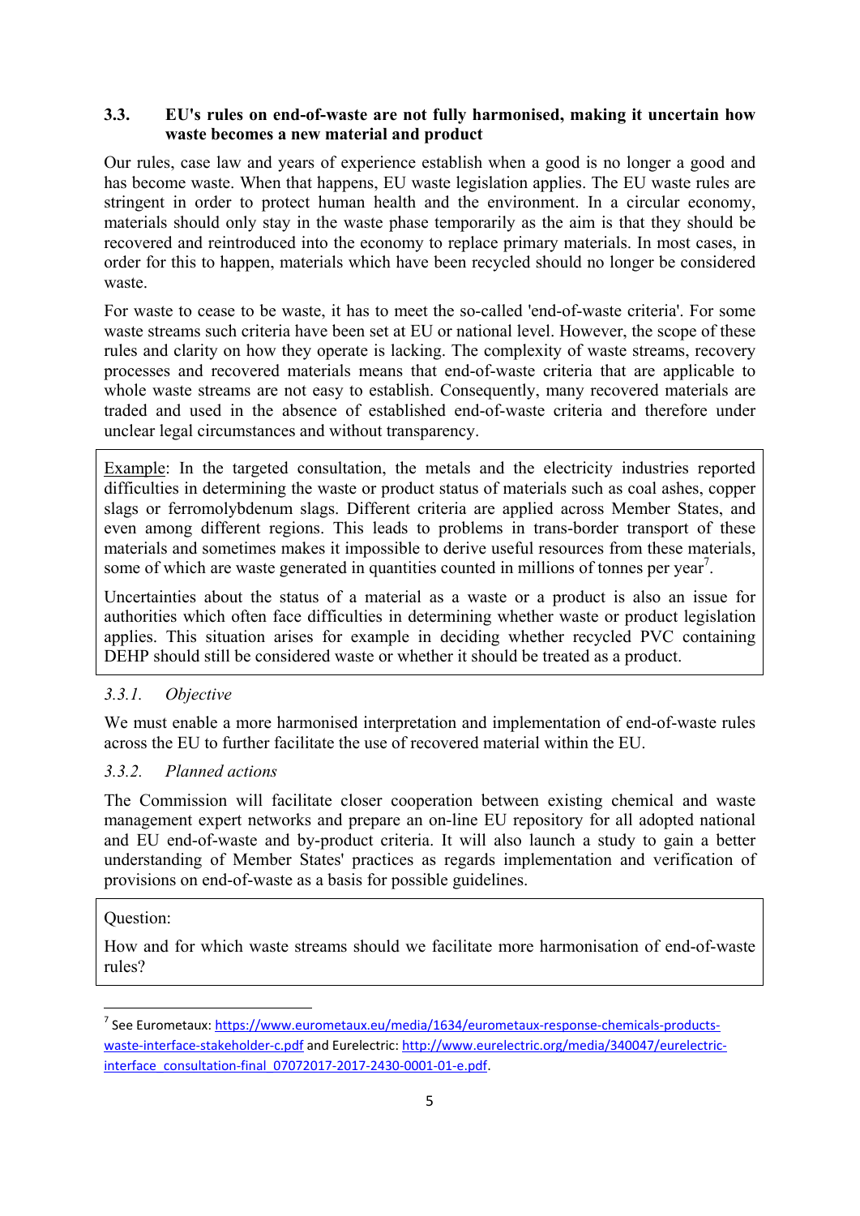### 3.3. EU's rules on end-of-waste are not fully harmonised, making it uncertain how waste becomes a new material and product

Our rules, case law and years of experience establish when a good is no longer a good and has become waste. When that happens, EU waste legislation applies. The EU waste rules are stringent in order to protect human health and the environment. In a circular economy, materials should only stay in the waste phase temporarily as the aim is that they should be recovered and reintroduced into the economy to replace primary materials. In most cases, in order for this to happen, materials which have been recycled should no longer be considered waste.

For waste to cease to be waste, it has to meet the so-called 'end-of-waste criteria'. For some waste streams such criteria have been set at EU or national level. However, the scope of these rules and clarity on how they operate is lacking. The complexity of waste streams, recovery processes and recovered materials means that end-of-waste criteria that are applicable to whole waste streams are not easy to establish. Consequently, many recovered materials are traded and used in the absence of established end-of-waste criteria and therefore under unclear legal circumstances and without transparency.

> Example: In the targeted consultation, the metals and the electricity industries reported difficulties in determining the waste or product status of materials such as coal ashes, copper slags or ferromolybdenum slags. Different criteria are applied across Member States, and even among different regions. This leads to problems in trans-border transport of these materials and sometimes makes it impossible to derive useful resources from these materials, some of which are waste generated in quantities counted in millions of tonnes per year[7].
>
> Uncertainties about the status of a material as a waste or a product is also an issue for authorities which often face difficulties in determining whether waste or product legislation applies. This situation arises for example in deciding whether recycled PVC containing DEHP should still be considered waste or whether it should be treated as a product.

#### *3.3.1. Objective*

We must enable a more harmonised interpretation and implementation of end-of-waste rules across the EU to further facilitate the use of recovered material within the EU.

#### *3.3.2. Planned actions*

The Commission will facilitate closer cooperation between existing chemical and waste management expert networks and prepare an on-line EU repository for all adopted national and EU end-of-waste and by-product criteria. It will also launch a study to gain a better understanding of Member States' practices as regards implementation and verification of provisions on end-of-waste as a basis for possible guidelines.

> Question:
>
> How and for which waste streams should we facilitate more harmonisation of end-of-waste rules?

---

[7] See Eurometaux: https://www.eurometaux.eu/media/1634/eurometaux-response-chemicals-products-waste-interface-stakeholder-c.pdf and Eurelectric: http://www.eurelectric.org/media/340047/eurelectric-interface_consultation-final_07072017-2017-2430-0001-01-e.pdf.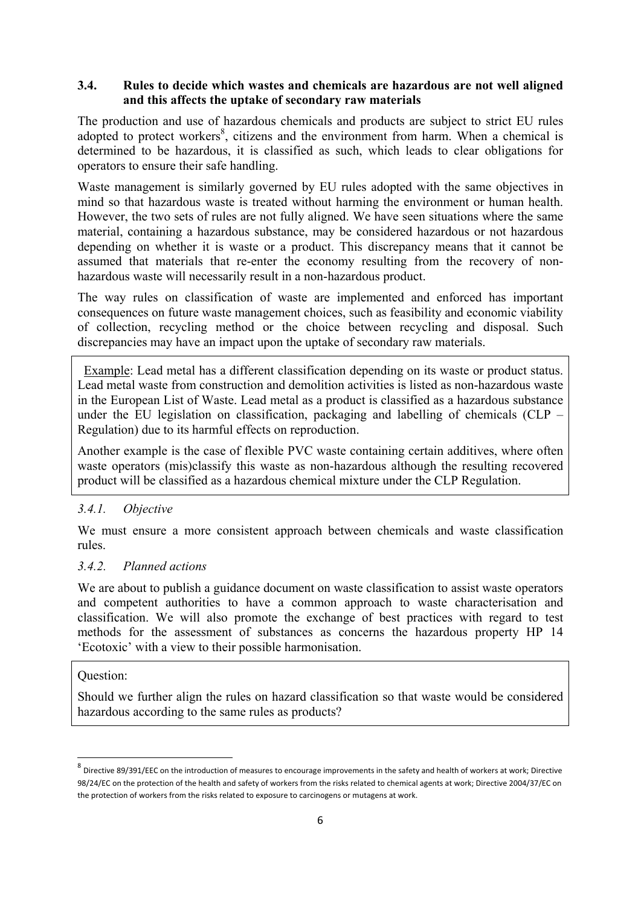### 3.4. Rules to decide which wastes and chemicals are hazardous are not well aligned and this affects the uptake of secondary raw materials

The production and use of hazardous chemicals and products are subject to strict EU rules adopted to protect workers[8], citizens and the environment from harm. When a chemical is determined to be hazardous, it is classified as such, which leads to clear obligations for operators to ensure their safe handling.

Waste management is similarly governed by EU rules adopted with the same objectives in mind so that hazardous waste is treated without harming the environment or human health. However, the two sets of rules are not fully aligned. We have seen situations where the same material, containing a hazardous substance, may be considered hazardous or not hazardous depending on whether it is waste or a product. This discrepancy means that it cannot be assumed that materials that re-enter the economy resulting from the recovery of non-hazardous waste will necessarily result in a non-hazardous product.

The way rules on classification of waste are implemented and enforced has important consequences on future waste management choices, such as feasibility and economic viability of collection, recycling method or the choice between recycling and disposal. Such discrepancies may have an impact upon the uptake of secondary raw materials.

> Example: Lead metal has a different classification depending on its waste or product status. Lead metal waste from construction and demolition activities is listed as non-hazardous waste in the European List of Waste. Lead metal as a product is classified as a hazardous substance under the EU legislation on classification, packaging and labelling of chemicals (CLP – Regulation) due to its harmful effects on reproduction.
>
> Another example is the case of flexible PVC waste containing certain additives, where often waste operators (mis)classify this waste as non-hazardous although the resulting recovered product will be classified as a hazardous chemical mixture under the CLP Regulation.

#### *3.4.1. Objective*

We must ensure a more consistent approach between chemicals and waste classification rules.

#### *3.4.2. Planned actions*

We are about to publish a guidance document on waste classification to assist waste operators and competent authorities to have a common approach to waste characterisation and classification. We will also promote the exchange of best practices with regard to test methods for the assessment of substances as concerns the hazardous property HP 14 'Ecotoxic' with a view to their possible harmonisation.

> Question:
>
> Should we further align the rules on hazard classification so that waste would be considered hazardous according to the same rules as products?

---

[8] Directive 89/391/EEC on the introduction of measures to encourage improvements in the safety and health of workers at work; Directive 98/24/EC on the protection of the health and safety of workers from the risks related to chemical agents at work; Directive 2004/37/EC on the protection of workers from the risks related to exposure to carcinogens or mutagens at work.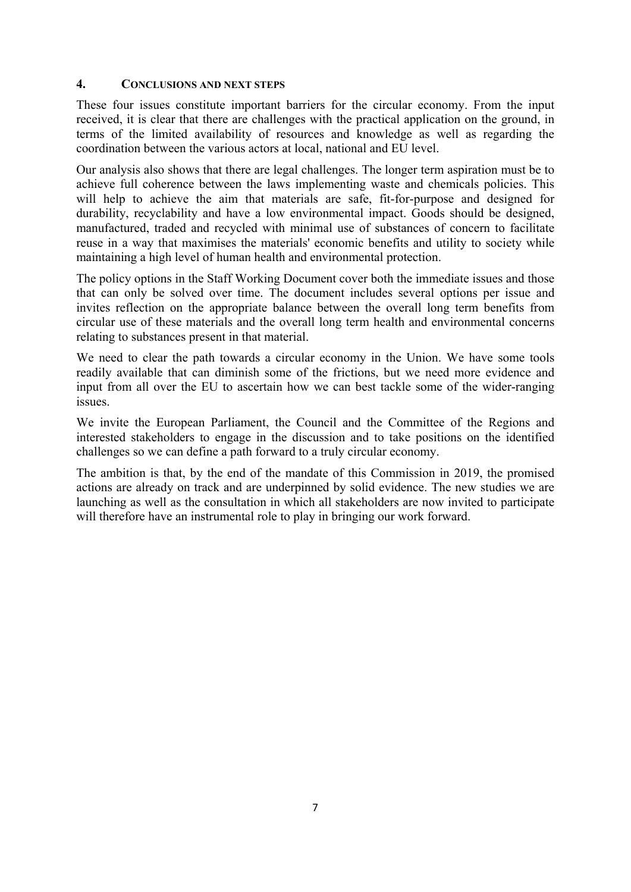## 4. CONCLUSIONS AND NEXT STEPS

These four issues constitute important barriers for the circular economy. From the input received, it is clear that there are challenges with the practical application on the ground, in terms of the limited availability of resources and knowledge as well as regarding the coordination between the various actors at local, national and EU level.

Our analysis also shows that there are legal challenges. The longer term aspiration must be to achieve full coherence between the laws implementing waste and chemicals policies. This will help to achieve the aim that materials are safe, fit-for-purpose and designed for durability, recyclability and have a low environmental impact. Goods should be designed, manufactured, traded and recycled with minimal use of substances of concern to facilitate reuse in a way that maximises the materials' economic benefits and utility to society while maintaining a high level of human health and environmental protection.

The policy options in the Staff Working Document cover both the immediate issues and those that can only be solved over time. The document includes several options per issue and invites reflection on the appropriate balance between the overall long term benefits from circular use of these materials and the overall long term health and environmental concerns relating to substances present in that material.

We need to clear the path towards a circular economy in the Union. We have some tools readily available that can diminish some of the frictions, but we need more evidence and input from all over the EU to ascertain how we can best tackle some of the wider-ranging issues.

We invite the European Parliament, the Council and the Committee of the Regions and interested stakeholders to engage in the discussion and to take positions on the identified challenges so we can define a path forward to a truly circular economy.

The ambition is that, by the end of the mandate of this Commission in 2019, the promised actions are already on track and are underpinned by solid evidence. The new studies we are launching as well as the consultation in which all stakeholders are now invited to participate will therefore have an instrumental role to play in bringing our work forward.